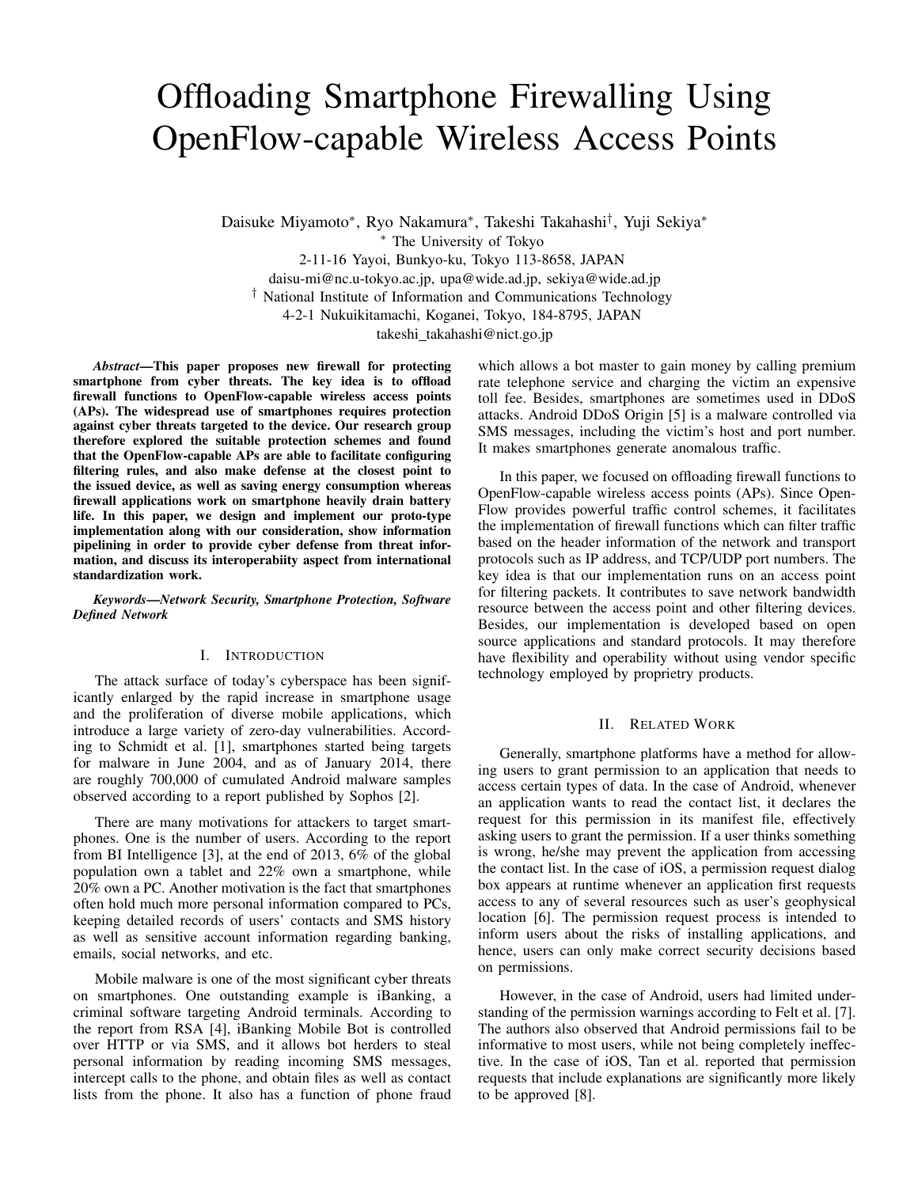# Offloading Smartphone Firewalling Using OpenFlow-capable Wireless Access Points

Daisuke Miyamoto[*], Ryo Nakamura[*], Takeshi Takahashi[†], Yuji Sekiya[*]

[*] The University of Tokyo
2-11-16 Yayoi, Bunkyo-ku, Tokyo 113-8658, JAPAN
daisu-mi@nc.u-tokyo.ac.jp, upa@wide.ad.jp, sekiya@wide.ad.jp

[†] National Institute of Information and Communications Technology
4-2-1 Nukuikitamachi, Koganei, Tokyo, 184-8795, JAPAN
takeshi_takahashi@nict.go.jp

***Abstract*—This paper proposes new firewall for protecting smartphone from cyber threats. The key idea is to offload firewall functions to OpenFlow-capable wireless access points (APs). The widespread use of smartphones requires protection against cyber threats targeted to the device. Our research group therefore explored the suitable protection schemes and found that the OpenFlow-capable APs are able to facilitate configuring filtering rules, and also make defense at the closest point to the issued device, as well as saving energy consumption whereas firewall applications work on smartphone heavily drain battery life. In this paper, we design and implement our proto-type implementation along with our consideration, show information pipelining in order to provide cyber defense from threat information, and discuss its interoperabiity aspect from international standardization work.**

***Keywords*—Network Security, Smartphone Protection, Software Defined Network**

## I. Introduction

The attack surface of today's cyberspace has been significantly enlarged by the rapid increase in smartphone usage and the proliferation of diverse mobile applications, which introduce a large variety of zero-day vulnerabilities. According to Schmidt et al. [1], smartphones started being targets for malware in June 2004, and as of January 2014, there are roughly 700,000 of cumulated Android malware samples observed according to a report published by Sophos [2].

There are many motivations for attackers to target smartphones. One is the number of users. According to the report from BI Intelligence [3], at the end of 2013, 6% of the global population own a tablet and 22% own a smartphone, while 20% own a PC. Another motivation is the fact that smartphones often hold much more personal information compared to PCs, keeping detailed records of users' contacts and SMS history as well as sensitive account information regarding banking, emails, social networks, and etc.

Mobile malware is one of the most significant cyber threats on smartphones. One outstanding example is iBanking, a criminal software targeting Android terminals. According to the report from RSA [4], iBanking Mobile Bot is controlled over HTTP or via SMS, and it allows bot herders to steal personal information by reading incoming SMS messages, intercept calls to the phone, and obtain files as well as contact lists from the phone. It also has a function of phone fraud which allows a bot master to gain money by calling premium rate telephone service and charging the victim an expensive toll fee. Besides, smartphones are sometimes used in DDoS attacks. Android DDoS Origin [5] is a malware controlled via SMS messages, including the victim's host and port number. It makes smartphones generate anomalous traffic.

In this paper, we focused on offloading firewall functions to OpenFlow-capable wireless access points (APs). Since OpenFlow provides powerful traffic control schemes, it facilitates the implementation of firewall functions which can filter traffic based on the header information of the network and transport protocols such as IP address, and TCP/UDP port numbers. The key idea is that our implementation runs on an access point for filtering packets. It contributes to save network bandwidth resource between the access point and other filtering devices. Besides, our implementation is developed based on open source applications and standard protocols. It may therefore have flexibility and operability without using vendor specific technology employed by proprietry products.

## II. Related Work

Generally, smartphone platforms have a method for allowing users to grant permission to an application that needs to access certain types of data. In the case of Android, whenever an application wants to read the contact list, it declares the request for this permission in its manifest file, effectively asking users to grant the permission. If a user thinks something is wrong, he/she may prevent the application from accessing the contact list. In the case of iOS, a permission request dialog box appears at runtime whenever an application first requests access to any of several resources such as user's geophysical location [6]. The permission request process is intended to inform users about the risks of installing applications, and hence, users can only make correct security decisions based on permissions.

However, in the case of Android, users had limited understanding of the permission warnings according to Felt et al. [7]. The authors also observed that Android permissions fail to be informative to most users, while not being completely ineffective. In the case of iOS, Tan et al. reported that permission requests that include explanations are significantly more likely to be approved [8].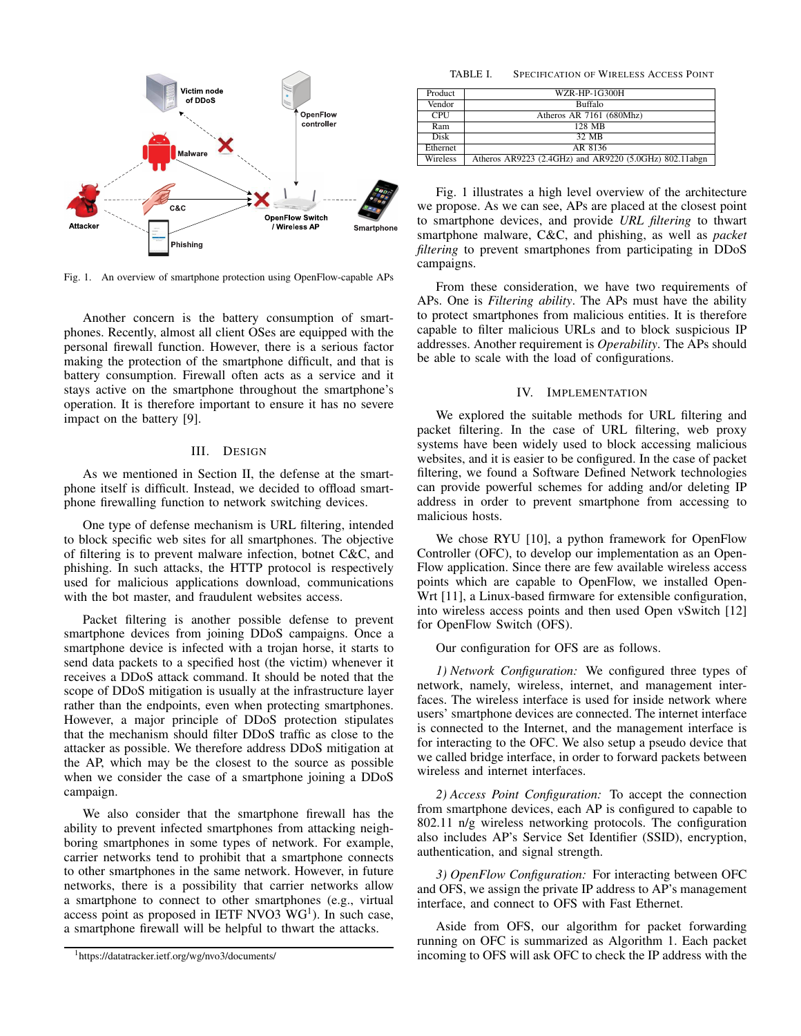Fig. 1. An overview of smartphone protection using OpenFlow-capable APs

Another concern is the battery consumption of smartphones. Recently, almost all client OSes are equipped with the personal firewall function. However, there is a serious factor making the protection of the smartphone difficult, and that is battery consumption. Firewall often acts as a service and it stays active on the smartphone throughout the smartphone's operation. It is therefore important to ensure it has no severe impact on the battery [9].

## III. Design

As we mentioned in Section II, the defense at the smartphone itself is difficult. Instead, we decided to offload smartphone firewalling function to network switching devices.

One type of defense mechanism is URL filtering, intended to block specific web sites for all smartphones. The objective of filtering is to prevent malware infection, botnet C&C, and phishing. In such attacks, the HTTP protocol is respectively used for malicious applications download, communications with the bot master, and fraudulent websites access.

Packet filtering is another possible defense to prevent smartphone devices from joining DDoS campaigns. Once a smartphone device is infected with a trojan horse, it starts to send data packets to a specified host (the victim) whenever it receives a DDoS attack command. It should be noted that the scope of DDoS mitigation is usually at the infrastructure layer rather than the endpoints, even when protecting smartphones. However, a major principle of DDoS protection stipulates that the mechanism should filter DDoS traffic as close to the attacker as possible. We therefore address DDoS mitigation at the AP, which may be the closest to the source as possible when we consider the case of a smartphone joining a DDoS campaign.

We also consider that the smartphone firewall has the ability to prevent infected smartphones from attacking neighboring smartphones in some types of network. For example, carrier networks tend to prohibit that a smartphone connects to other smartphones in the same network. However, in future networks, there is a possibility that carrier networks allow a smartphone to connect to other smartphones (e.g., virtual access point as proposed in IETF NVO3 WG[1]). In such case, a smartphone firewall will be helpful to thwart the attacks.

[1]https://datatracker.ietf.org/wg/nvo3/documents/

TABLE I. Specification of Wireless Access Point

| Product | WZR-HP-1G300H |
|---|---|
| Vendor | Buffalo |
| CPU | Atheros AR 7161 (680Mhz) |
| Ram | 128 MB |
| Disk | 32 MB |
| Ethernet | AR 8136 |
| Wireless | Atheros AR9223 (2.4GHz) and AR9220 (5.0GHz) 802.11abgn |

Fig. 1 illustrates a high level overview of the architecture we propose. As we can see, APs are placed at the closest point to smartphone devices, and provide *URL filtering* to thwart smartphone malware, C&C, and phishing, as well as *packet filtering* to prevent smartphones from participating in DDoS campaigns.

From these consideration, we have two requirements of APs. One is *Filtering ability*. The APs must have the ability to protect smartphones from malicious entities. It is therefore capable to filter malicious URLs and to block suspicious IP addresses. Another requirement is *Operability*. The APs should be able to scale with the load of configurations.

## IV. Implementation

We explored the suitable methods for URL filtering and packet filtering. In the case of URL filtering, web proxy systems have been widely used to block accessing malicious websites, and it is easier to be configured. In the case of packet filtering, we found a Software Defined Network technologies can provide powerful schemes for adding and/or deleting IP address in order to prevent smartphone from accessing to malicious hosts.

We chose RYU [10], a python framework for OpenFlow Controller (OFC), to develop our implementation as an OpenFlow application. Since there are few available wireless access points which are capable to OpenFlow, we installed OpenWrt [11], a Linux-based firmware for extensible configuration, into wireless access points and then used Open vSwitch [12] for OpenFlow Switch (OFS).

Our configuration for OFS are as follows.

*1) Network Configuration:* We configured three types of network, namely, wireless, internet, and management interfaces. The wireless interface is used for inside network where users' smartphone devices are connected. The internet interface is connected to the Internet, and the management interface is for interacting to the OFC. We also setup a pseudo device that we called bridge interface, in order to forward packets between wireless and internet interfaces.

*2) Access Point Configuration:* To accept the connection from smartphone devices, each AP is configured to capable to 802.11 n/g wireless networking protocols. The configuration also includes AP's Service Set Identifier (SSID), encryption, authentication, and signal strength.

*3) OpenFlow Configuration:* For interacting between OFC and OFS, we assign the private IP address to AP's management interface, and connect to OFS with Fast Ethernet.

Aside from OFS, our algorithm for packet forwarding running on OFC is summarized as Algorithm 1. Each packet incoming to OFS will ask OFC to check the IP address with the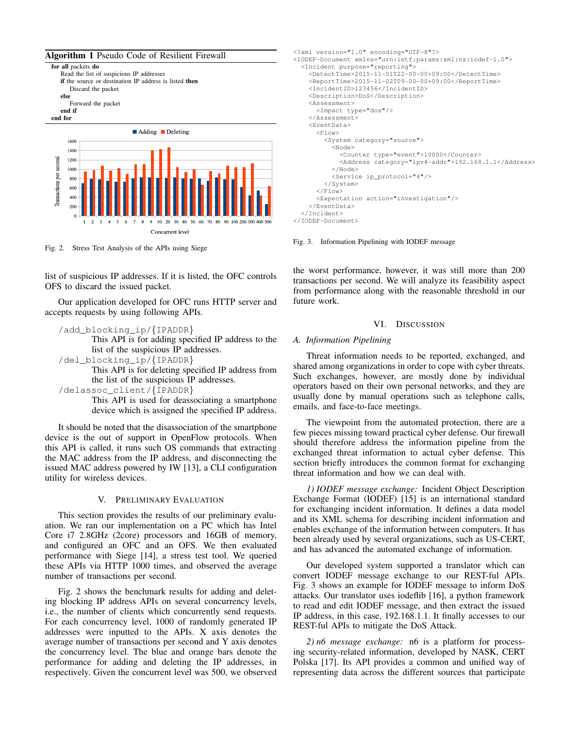**Algorithm 1** Pseudo Code of Resilient Firewall

```
for all packets do
    Read the list of suspicious IP addresses
    if the source or destination IP address is listed then
        Discard the packet
    else
        Forward the packet
    end if
end for
```

Fig. 2. Stress Test Analysis of the APIs using Siege

list of suspicious IP addresses. If it is listed, the OFC controls OFS to discard the issued packet.

Our application developed for OFC runs HTTP server and accepts requests by using following APIs.

`/add_blocking_ip/{IPADDR}`
: This API is for adding specified IP address to the list of the suspicious IP addresses.

`/del_blocking_ip/{IPADDR}`
: This API is for deleting specified IP address from the list of the suspicious IP addresses.

`/delassoc_client/{IPADDR}`
: This API is used for deassociating a smartphone device which is assigned the specified IP address.

It should be noted that the disassociation of the smartphone device is the out of support in OpenFlow protocols. When this API is called, it runs such OS commands that extracting the MAC address from the IP address, and disconnecting the issued MAC address powered by IW [13], a CLI configuration utility for wireless devices.

## V. Preliminary Evaluation

This section provides the results of our preliminary evaluation. We ran our implementation on a PC which has Intel Core i7 2.8GHz (2core) processors and 16GB of memory, and configured an OFC and an OFS. We then evaluated performance with Siege [14], a stress test tool. We queried these APIs via HTTP 1000 times, and observed the average number of transactions per second.

Fig. 2 shows the benchmark results for adding and deleting blocking IP address APIs on several concurrency levels, i.e., the number of clients which concurrently send requests. For each concurrency level, 1000 of randomly generated IP addresses were inputted to the APIs. X axis denotes the average number of transactions per second and Y axis denotes the concurrency level. The blue and orange bars denote the performance for adding and deleting the IP addresses, in respectively. Given the concurrent level was 500, we observed the worst performance, however, it was still more than 200 transactions per second. We will analyze its feasibility aspect from performance along with the reasonable threshold in our future work.

```xml
<?xml version="1.0" encoding="UTF-8"?>
<IODEF-Document xmlns="urn:ietf:params:xml:ns:iodef-1.0">
  <Incident purpose="reporting">
    <DetectTime>2015-11-01T22-00-00+09:00</DetectTime>
    <ReportTime>2015-11-02T09-00-00+09:00</ReportTime>
    <IncidentID>123456</IncidentID>
    <Description>DoS</Description>
    <Assessment>
      <Impact type="dos"/>
    </Assessment>
    <EventData>
      <Flow>
        <System category="source">
          <Node>
            <Counter type="event">10000</Counter>
            <Address category="ipv4-addr">192.168.1.1</Address>
          </Node>
          <Service ip_protocol="4"/>
        </System>
      </Flow>
      <Expectation action="investigation"/>
    </EventData>
  </Incident>
</IODEF-Document>
```

Fig. 3. Information Pipelining with IODEF message

## VI. Discussion

### A. Information Pipelining

Threat information needs to be reported, exchanged, and shared among organizations in order to cope with cyber threats. Such exchanges, however, are mostly done by individual operators based on their own personal networks, and they are usually done by manual operations such as telephone calls, emails, and face-to-face meetings.

The viewpoint from the automated protection, there are a few pieces missing toward practical cyber defense. Our firewall should therefore address the information pipeline from the exchanged threat information to actual cyber defense. This section briefly introduces the common format for exchanging threat information and how we can deal with.

*1) IODEF message exchange:* Incident Object Description Exchange Format (IODEF) [15] is an international standard for exchanging incident information. It defines a data model and its XML schema for describing incident information and enables exchange of the information between computers. It has been already used by several organizations, such as US-CERT, and has advanced the automated exchange of information.

Our developed system supported a translator which can convert IODEF message exchange to our REST-ful APIs. Fig. 3 shows an example for IODEF message to inform DoS attacks. Our translator uses iodeflib [16], a python framework to read and edit IODEF message, and then extract the issued IP address, in this case, 192.168.1.1. It finally accesses to our REST-ful APIs to mitigate the DoS Attack.

*2) n6 message exchange:* n6 is a platform for processing security-related information, developed by NASK, CERT Polska [17]. Its API provides a common and unified way of representing data across the different sources that participate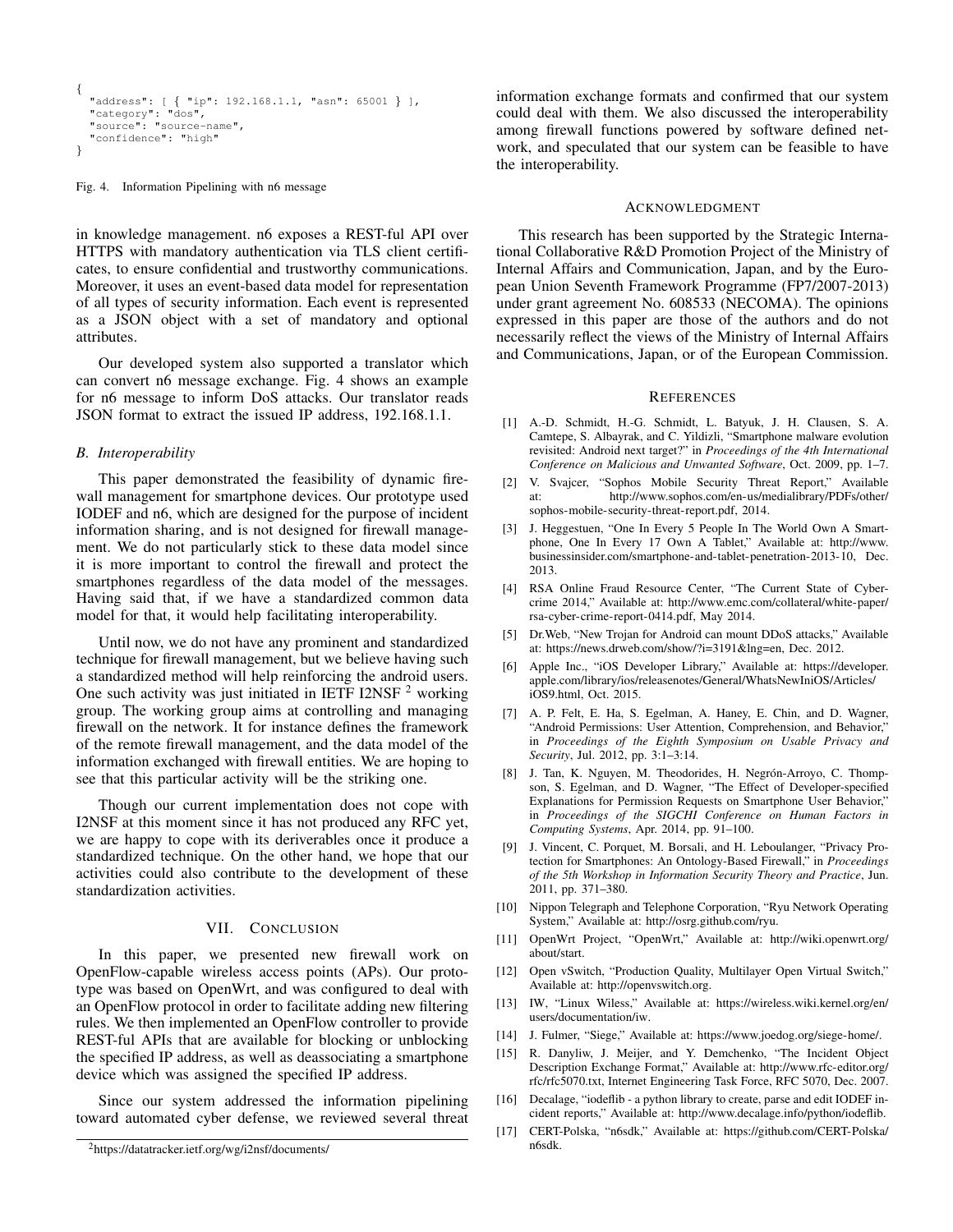```
{
  "address": [ { "ip": 192.168.1.1, "asn": 65001 } ],
  "category": "dos",
  "source": "source-name",
  "confidence": "high"
}
```

Fig. 4. Information Pipelining with n6 message

in knowledge management. n6 exposes a REST-ful API over HTTPS with mandatory authentication via TLS client certificates, to ensure confidential and trustworthy communications. Moreover, it uses an event-based data model for representation of all types of security information. Each event is represented as a JSON object with a set of mandatory and optional attributes.

Our developed system also supported a translator which can convert n6 message exchange. Fig. 4 shows an example for n6 message to inform DoS attacks. Our translator reads JSON format to extract the issued IP address, 192.168.1.1.

### *B. Interoperability*

This paper demonstrated the feasibility of dynamic firewall management for smartphone devices. Our prototype used IODEF and n6, which are designed for the purpose of incident information sharing, and is not designed for firewall management. We do not particularly stick to these data model since it is more important to control the firewall and protect the smartphones regardless of the data model of the messages. Having said that, if we have a standardized common data model for that, it would help facilitating interoperability.

Until now, we do not have any prominent and standardized technique for firewall management, but we believe having such a standardized method will help reinforcing the android users. One such activity was just initiated in IETF I2NSF [2] working group. The working group aims at controlling and managing firewall on the network. It for instance defines the framework of the remote firewall management, and the data model of the information exchanged with firewall entities. We are hoping to see that this particular activity will be the striking one.

Though our current implementation does not cope with I2NSF at this moment since it has not produced any RFC yet, we are happy to cope with its deriverables once it produce a standardized technique. On the other hand, we hope that our activities could also contribute to the development of these standardization activities.

## VII. Conclusion

In this paper, we presented new firewall work on OpenFlow-capable wireless access points (APs). Our prototype was based on OpenWrt, and was configured to deal with an OpenFlow protocol in order to facilitate adding new filtering rules. We then implemented an OpenFlow controller to provide REST-ful APIs that are available for blocking or unblocking the specified IP address, as well as deassociating a smartphone device which was assigned the specified IP address.

Since our system addressed the information pipelining toward automated cyber defense, we reviewed several threat information exchange formats and confirmed that our system could deal with them. We also discussed the interoperability among firewall functions powered by software defined network, and speculated that our system can be feasible to have the interoperability.

[2]https://datatracker.ietf.org/wg/i2nsf/documents/

## Acknowledgment

This research has been supported by the Strategic International Collaborative R&D Promotion Project of the Ministry of Internal Affairs and Communication, Japan, and by the European Union Seventh Framework Programme (FP7/2007-2013) under grant agreement No. 608533 (NECOMA). The opinions expressed in this paper are those of the authors and do not necessarily reflect the views of the Ministry of Internal Affairs and Communications, Japan, or of the European Commission.

## References

[1] A.-D. Schmidt, H.-G. Schmidt, L. Batyuk, J. H. Clausen, S. A. Camtepe, S. Albayrak, and C. Yildizli, "Smartphone malware evolution revisited: Android next target?" in *Proceedings of the 4th International Conference on Malicious and Unwanted Software*, Oct. 2009, pp. 1–7.

[2] V. Svajcer, "Sophos Mobile Security Threat Report," Available at: http://www.sophos.com/en-us/medialibrary/PDFs/other/sophos-mobile-security-threat-report.pdf, 2014.

[3] J. Heggestuen, "One In Every 5 People In The World Own A Smartphone, One In Every 17 Own A Tablet," Available at: http://www.businessinsider.com/smartphone-and-tablet-penetration-2013-10, Dec. 2013.

[4] RSA Online Fraud Resource Center, "The Current State of Cybercrime 2014," Available at: http://www.emc.com/collateral/white-paper/rsa-cyber-crime-report-0414.pdf, May 2014.

[5] Dr.Web, "New Trojan for Android can mount DDoS attacks," Available at: https://news.drweb.com/show/?i=3191&lng=en, Dec. 2012.

[6] Apple Inc., "iOS Developer Library," Available at: https://developer.apple.com/library/ios/releasenotes/General/WhatsNewIniOS/Articles/iOS9.html, Oct. 2015.

[7] A. P. Felt, E. Ha, S. Egelman, A. Haney, E. Chin, and D. Wagner, "Android Permissions: User Attention, Comprehension, and Behavior," in *Proceedings of the Eighth Symposium on Usable Privacy and Security*, Jul. 2012, pp. 3:1–3:14.

[8] J. Tan, K. Nguyen, M. Theodorides, H. Negrón-Arroyo, C. Thompson, S. Egelman, and D. Wagner, "The Effect of Developer-specified Explanations for Permission Requests on Smartphone User Behavior," in *Proceedings of the SIGCHI Conference on Human Factors in Computing Systems*, Apr. 2014, pp. 91–100.

[9] J. Vincent, C. Porquet, M. Borsali, and H. Leboulanger, "Privacy Protection for Smartphones: An Ontology-Based Firewall," in *Proceedings of the 5th Workshop in Information Security Theory and Practice*, Jun. 2011, pp. 371–380.

[10] Nippon Telegraph and Telephone Corporation, "Ryu Network Operating System," Available at: http://osrg.github.com/ryu.

[11] OpenWrt Project, "OpenWrt," Available at: http://wiki.openwrt.org/about/start.

[12] Open vSwitch, "Production Quality, Multilayer Open Virtual Switch," Available at: http://openvswitch.org.

[13] IW, "Linux Wiless," Available at: https://wireless.wiki.kernel.org/en/users/documentation/iw.

[14] J. Fulmer, "Siege," Available at: https://www.joedog.org/siege-home/.

[15] R. Danyliw, J. Meijer, and Y. Demchenko, "The Incident Object Description Exchange Format," Available at: http://www.rfc-editor.org/rfc/rfc5070.txt, Internet Engineering Task Force, RFC 5070, Dec. 2007.

[16] Decalage, "iodeflib - a python library to create, parse and edit IODEF incident reports," Available at: http://www.decalage.info/python/iodeflib.

[17] CERT-Polska, "n6sdk," Available at: https://github.com/CERT-Polska/n6sdk.